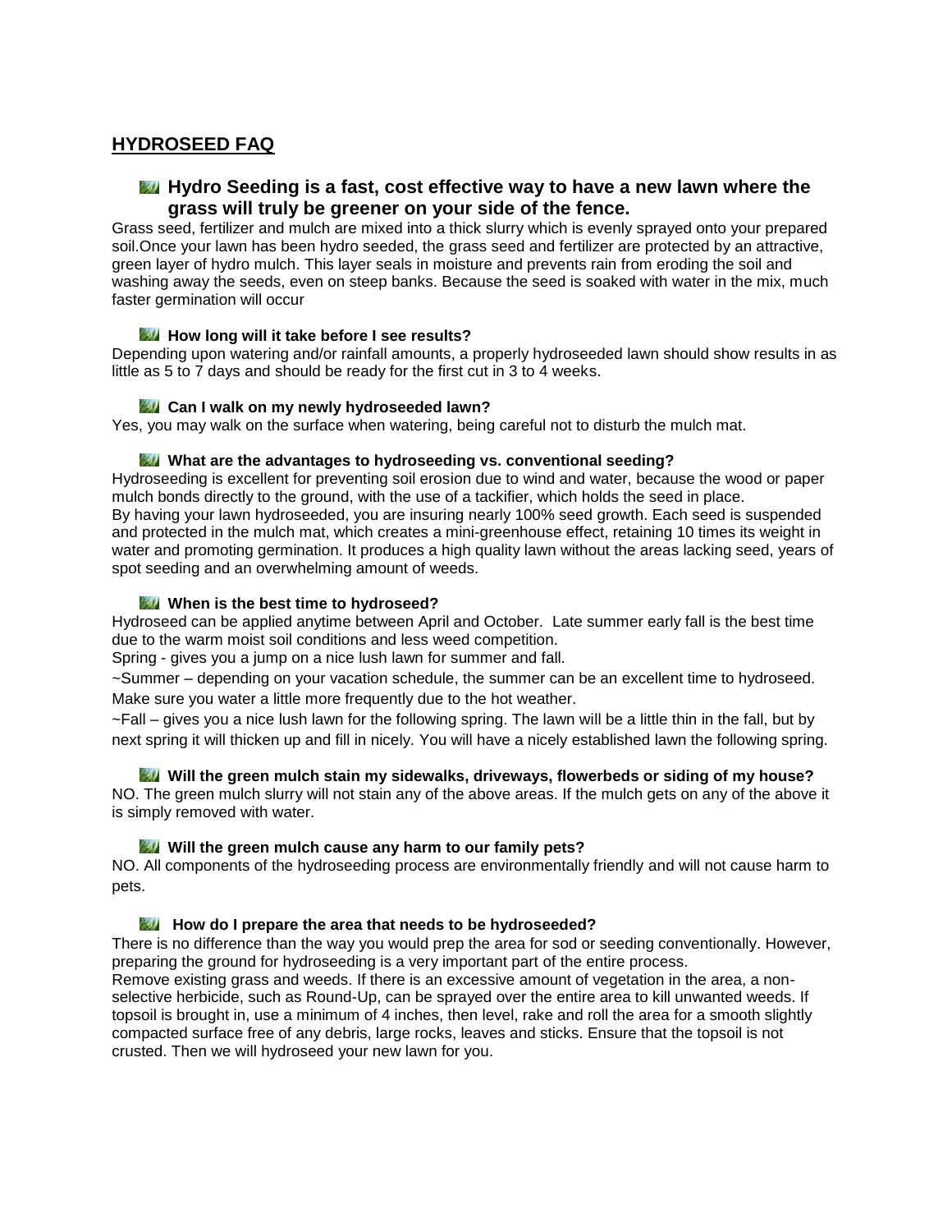## HYDROSEED FAQ

### Hydro Seeding is a fast, cost effective way to have a new lawn where the grass will truly be greener on your side of the fence.

Grass seed, fertilizer and mulch are mixed into a thick slurry which is evenly sprayed onto your prepared soil.Once your lawn has been hydro seeded, the grass seed and fertilizer are protected by an attractive, green layer of hydro mulch. This layer seals in moisture and prevents rain from eroding the soil and washing away the seeds, even on steep banks. Because the seed is soaked with water in the mix, much faster germination will occur

#### How long will it take before I see results?

Depending upon watering and/or rainfall amounts, a properly hydroseeded lawn should show results in as little as 5 to 7 days and should be ready for the first cut in 3 to 4 weeks.

#### Can I walk on my newly hydroseeded lawn?

Yes, you may walk on the surface when watering, being careful not to disturb the mulch mat.

#### What are the advantages to hydroseeding vs. conventional seeding?

Hydroseeding is excellent for preventing soil erosion due to wind and water, because the wood or paper mulch bonds directly to the ground, with the use of a tackifier, which holds the seed in place.
By having your lawn hydroseeded, you are insuring nearly 100% seed growth. Each seed is suspended and protected in the mulch mat, which creates a mini-greenhouse effect, retaining 10 times its weight in water and promoting germination. It produces a high quality lawn without the areas lacking seed, years of spot seeding and an overwhelming amount of weeds.

#### When is the best time to hydroseed?

Hydroseed can be applied anytime between April and October. Late summer early fall is the best time due to the warm moist soil conditions and less weed competition.

Spring - gives you a jump on a nice lush lawn for summer and fall.

~Summer – depending on your vacation schedule, the summer can be an excellent time to hydroseed. Make sure you water a little more frequently due to the hot weather.

~Fall – gives you a nice lush lawn for the following spring. The lawn will be a little thin in the fall, but by next spring it will thicken up and fill in nicely. You will have a nicely established lawn the following spring.

#### Will the green mulch stain my sidewalks, driveways, flowerbeds or siding of my house?

NO. The green mulch slurry will not stain any of the above areas. If the mulch gets on any of the above it is simply removed with water.

#### Will the green mulch cause any harm to our family pets?

NO. All components of the hydroseeding process are environmentally friendly and will not cause harm to pets.

#### How do I prepare the area that needs to be hydroseeded?

There is no difference than the way you would prep the area for sod or seeding conventionally. However, preparing the ground for hydroseeding is a very important part of the entire process.
Remove existing grass and weeds. If there is an excessive amount of vegetation in the area, a non-selective herbicide, such as Round-Up, can be sprayed over the entire area to kill unwanted weeds. If topsoil is brought in, use a minimum of 4 inches, then level, rake and roll the area for a smooth slightly compacted surface free of any debris, large rocks, leaves and sticks. Ensure that the topsoil is not crusted. Then we will hydroseed your new lawn for you.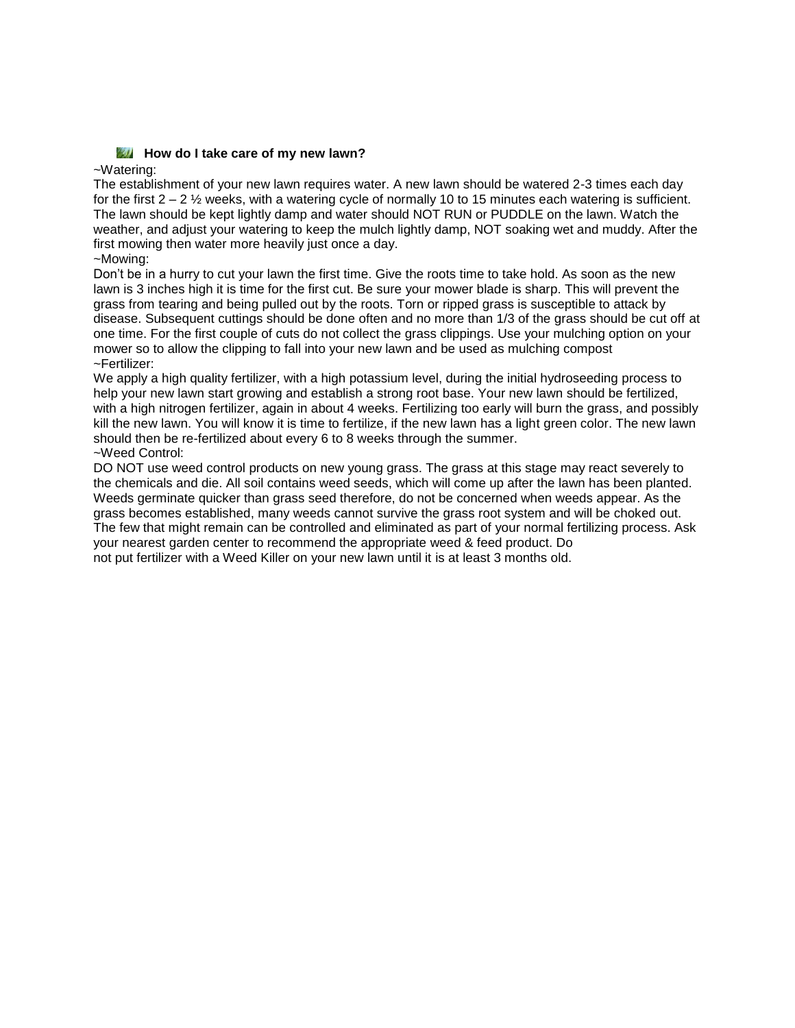### How do I take care of my new lawn?

~Watering:

The establishment of your new lawn requires water. A new lawn should be watered 2-3 times each day for the first 2 – 2 ½ weeks, with a watering cycle of normally 10 to 15 minutes each watering is sufficient. The lawn should be kept lightly damp and water should NOT RUN or PUDDLE on the lawn. Watch the weather, and adjust your watering to keep the mulch lightly damp, NOT soaking wet and muddy. After the first mowing then water more heavily just once a day.

~Mowing:

Don't be in a hurry to cut your lawn the first time. Give the roots time to take hold. As soon as the new lawn is 3 inches high it is time for the first cut. Be sure your mower blade is sharp. This will prevent the grass from tearing and being pulled out by the roots. Torn or ripped grass is susceptible to attack by disease. Subsequent cuttings should be done often and no more than 1/3 of the grass should be cut off at one time. For the first couple of cuts do not collect the grass clippings. Use your mulching option on your mower so to allow the clipping to fall into your new lawn and be used as mulching compost

~Fertilizer:

We apply a high quality fertilizer, with a high potassium level, during the initial hydroseeding process to help your new lawn start growing and establish a strong root base. Your new lawn should be fertilized, with a high nitrogen fertilizer, again in about 4 weeks. Fertilizing too early will burn the grass, and possibly kill the new lawn. You will know it is time to fertilize, if the new lawn has a light green color. The new lawn should then be re-fertilized about every 6 to 8 weeks through the summer.

~Weed Control:

DO NOT use weed control products on new young grass. The grass at this stage may react severely to the chemicals and die. All soil contains weed seeds, which will come up after the lawn has been planted. Weeds germinate quicker than grass seed therefore, do not be concerned when weeds appear. As the grass becomes established, many weeds cannot survive the grass root system and will be choked out. The few that might remain can be controlled and eliminated as part of your normal fertilizing process. Ask your nearest garden center to recommend the appropriate weed & feed product. Do not put fertilizer with a Weed Killer on your new lawn until it is at least 3 months old.